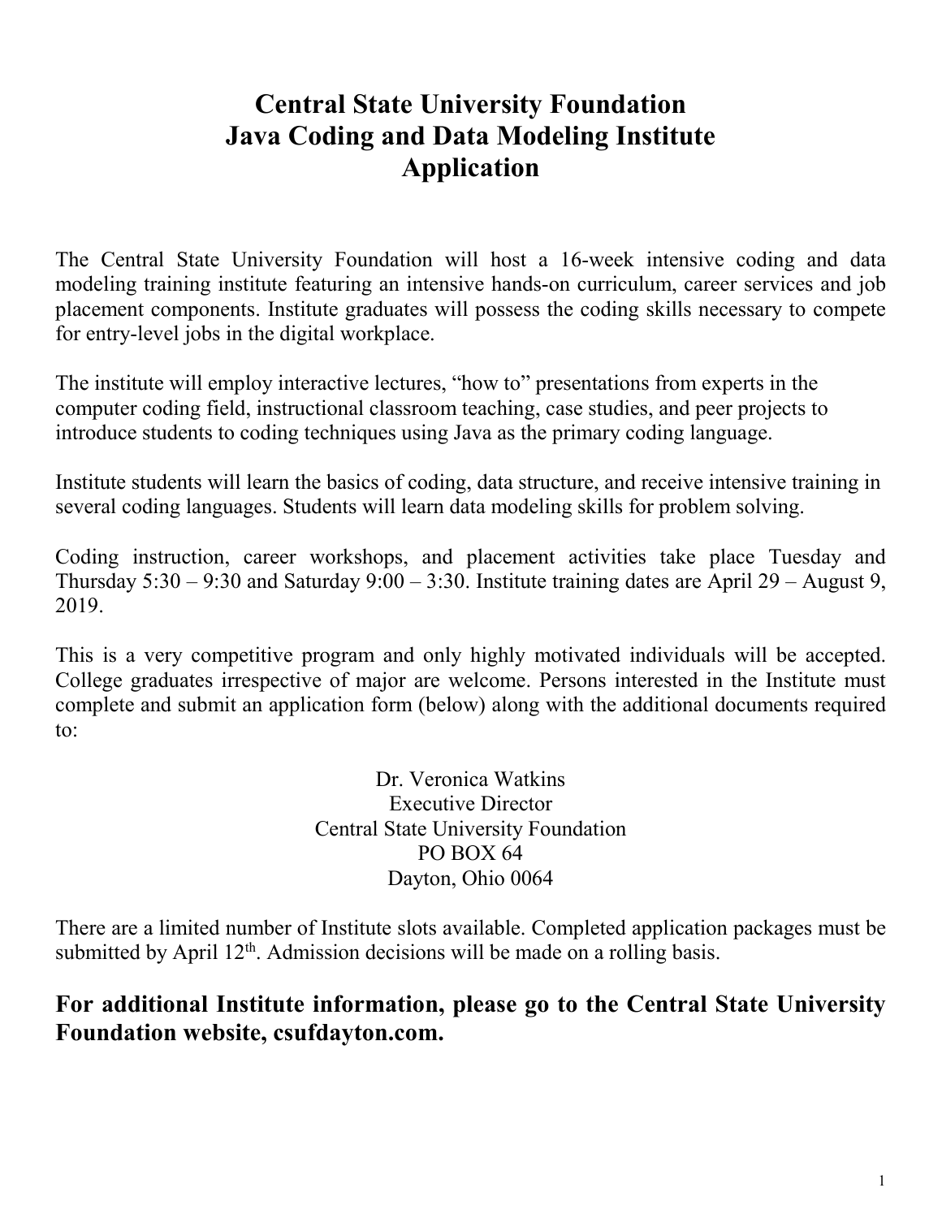# Central State University Foundation
# Java Coding and Data Modeling Institute
# Application

The Central State University Foundation will host a 16-week intensive coding and data modeling training institute featuring an intensive hands-on curriculum, career services and job placement components. Institute graduates will possess the coding skills necessary to compete for entry-level jobs in the digital workplace.

The institute will employ interactive lectures, "how to" presentations from experts in the computer coding field, instructional classroom teaching, case studies, and peer projects to introduce students to coding techniques using Java as the primary coding language.

Institute students will learn the basics of coding, data structure, and receive intensive training in several coding languages. Students will learn data modeling skills for problem solving.

Coding instruction, career workshops, and placement activities take place Tuesday and Thursday 5:30 – 9:30 and Saturday 9:00 – 3:30. Institute training dates are April 29 – August 9, 2019.

This is a very competitive program and only highly motivated individuals will be accepted. College graduates irrespective of major are welcome. Persons interested in the Institute must complete and submit an application form (below) along with the additional documents required to:

Dr. Veronica Watkins
Executive Director
Central State University Foundation
PO BOX 64
Dayton, Ohio 0064

There are a limited number of Institute slots available. Completed application packages must be submitted by April 12th. Admission decisions will be made on a rolling basis.

**For additional Institute information, please go to the Central State University Foundation website, csufdayton.com.**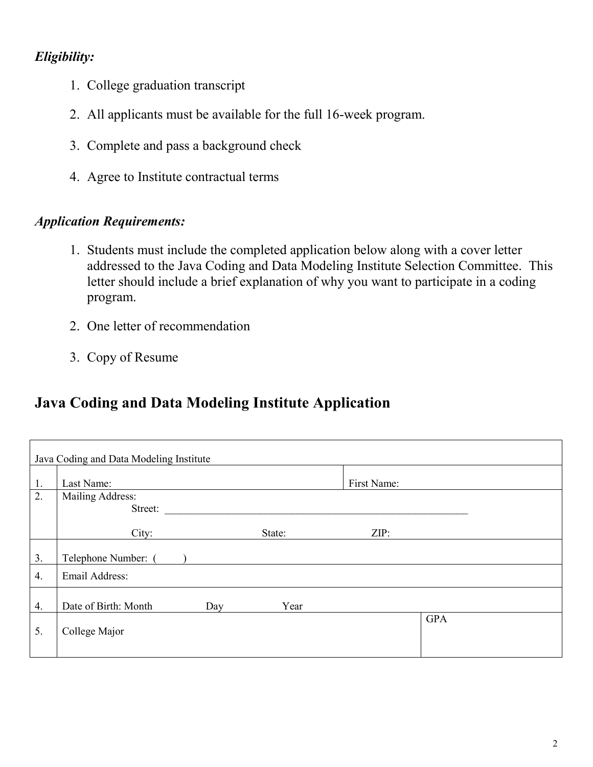*Eligibility:*

1. College graduation transcript
2. All applicants must be available for the full 16-week program.
3. Complete and pass a background check
4. Agree to Institute contractual terms

*Application Requirements:*

1. Students must include the completed application below along with a cover letter addressed to the Java Coding and Data Modeling Institute Selection Committee. This letter should include a brief explanation of why you want to participate in a coding program.
2. One letter of recommendation
3. Copy of Resume

## Java Coding and Data Modeling Institute Application

| | | |
|---|---|---|
| Java Coding and Data Modeling Institute | | |
| 1. | Last Name: | First Name: |
| 2. | Mailing Address:<br>Street: ___________________________________________________________<br>City: State: ZIP: | |
| 3. | Telephone Number: ( ) | |
| 4. | Email Address: | |
| 4. | Date of Birth: Month Day Year | |
| 5. | College Major | GPA |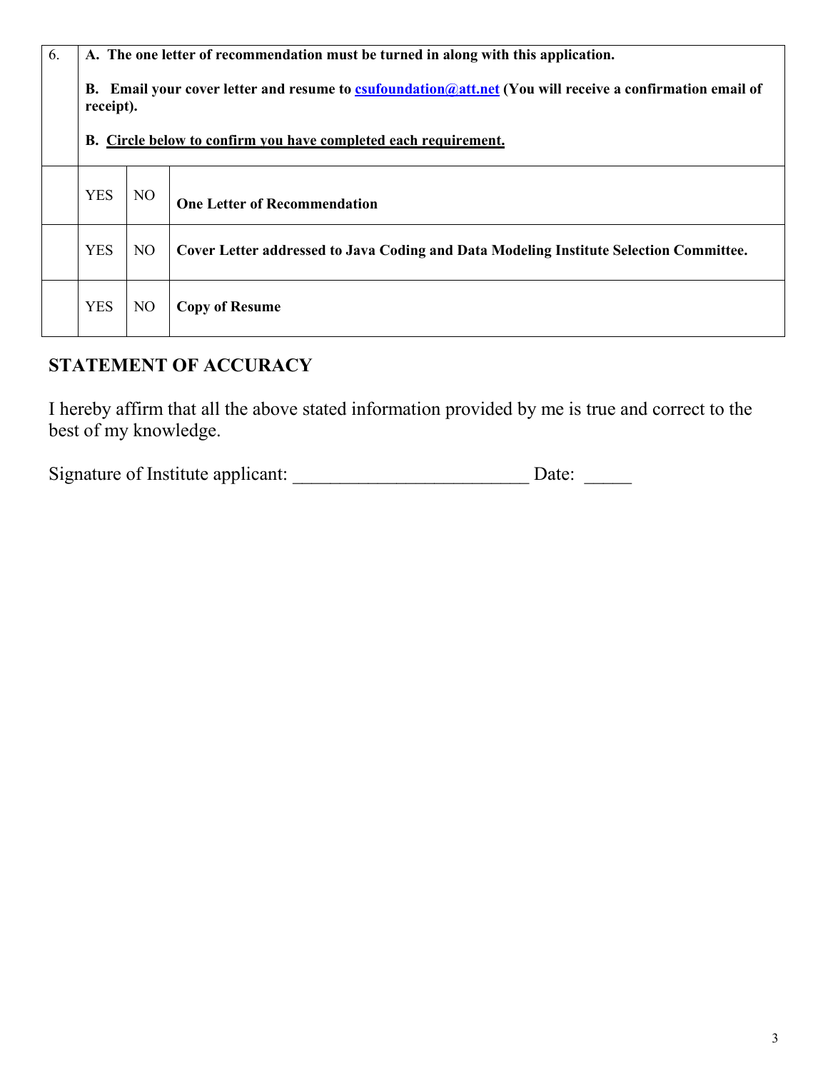| | | | |
|---|---|---|---|
| 6. | **A. The one letter of recommendation must be turned in along with this application.**<br><br>**B. Email your cover letter and resume to [csufoundation@att.net](mailto:csufoundation@att.net) (You will receive a confirmation email of receipt).**<br><br>**B. <u>Circle below to confirm you have completed each requirement.</u>** | | |
| | YES | NO | **One Letter of Recommendation** |
| | YES | NO | **Cover Letter addressed to Java Coding and Data Modeling Institute Selection Committee.** |
| | YES | NO | **Copy of Resume** |

## STATEMENT OF ACCURACY

I hereby affirm that all the above stated information provided by me is true and correct to the best of my knowledge.

Signature of Institute applicant: ________________________ Date: _____